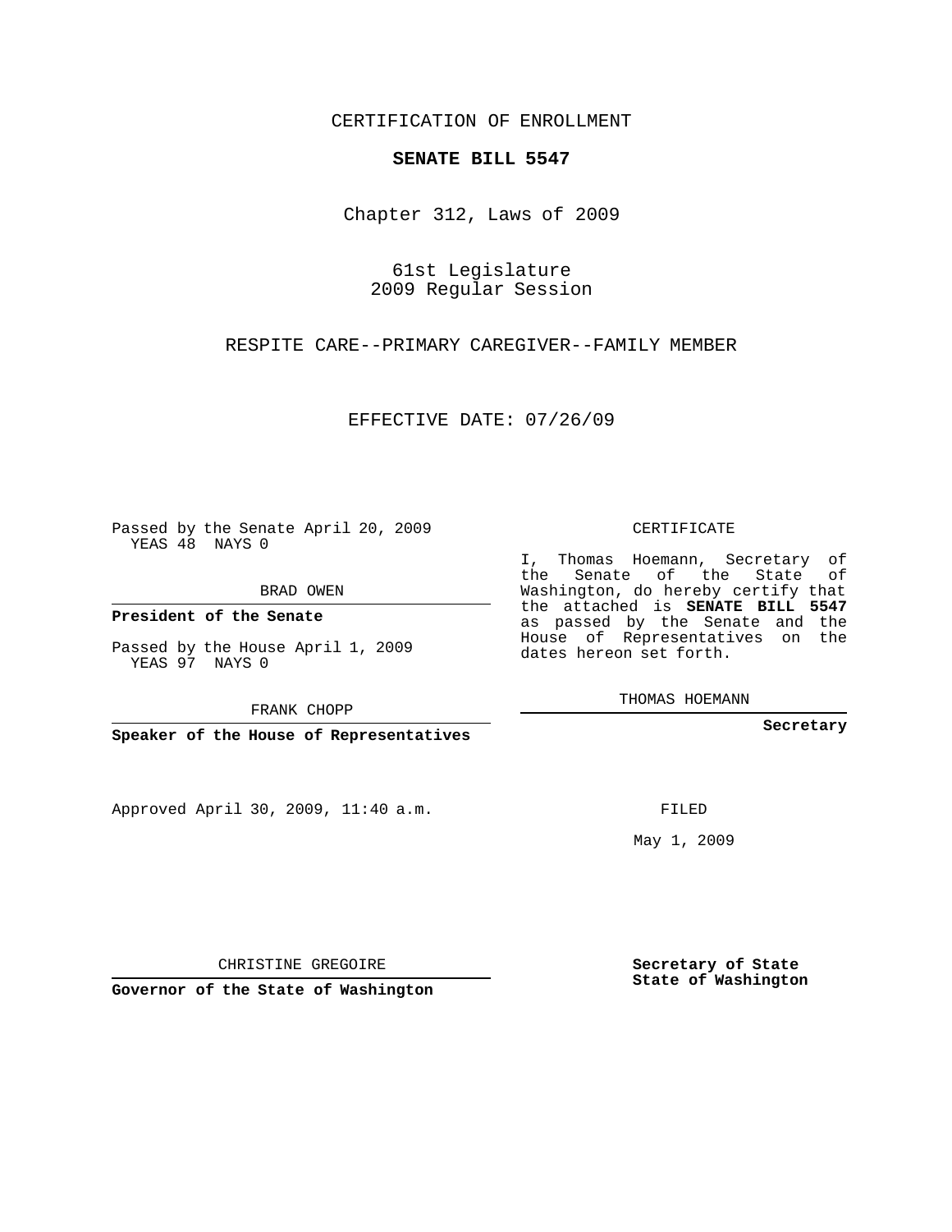CERTIFICATION OF ENROLLMENT

**SENATE BILL 5547**

Chapter 312, Laws of 2009

61st Legislature
2009 Regular Session

RESPITE CARE--PRIMARY CAREGIVER--FAMILY MEMBER

EFFECTIVE DATE: 07/26/09

Passed by the Senate April 20, 2009
YEAS 48 NAYS 0

BRAD OWEN

**President of the Senate**

Passed by the House April 1, 2009
YEAS 97 NAYS 0

FRANK CHOPP

**Speaker of the House of Representatives**

CERTIFICATE

I, Thomas Hoemann, Secretary of the Senate of the State of Washington, do hereby certify that the attached is **SENATE BILL 5547** as passed by the Senate and the House of Representatives on the dates hereon set forth.

THOMAS HOEMANN

**Secretary**

Approved April 30, 2009, 11:40 a.m.

FILED

May 1, 2009

CHRISTINE GREGOIRE

**Governor of the State of Washington**

**Secretary of State**
**State of Washington**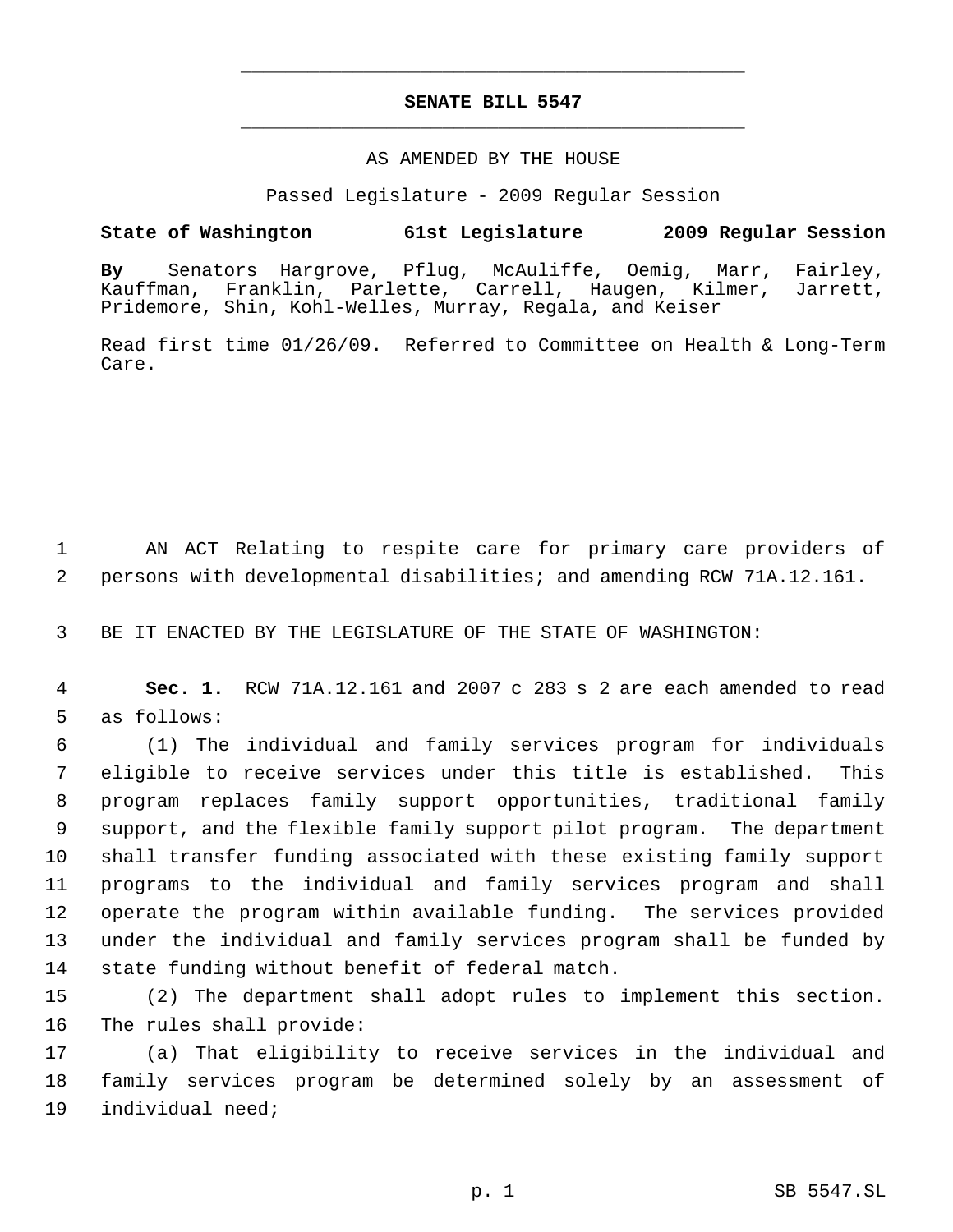# SENATE BILL 5547

AS AMENDED BY THE HOUSE

Passed Legislature - 2009 Regular Session

**State of Washington 61st Legislature 2009 Regular Session**

**By** Senators Hargrove, Pflug, McAuliffe, Oemig, Marr, Fairley, Kauffman, Franklin, Parlette, Carrell, Haugen, Kilmer, Jarrett, Pridemore, Shin, Kohl-Welles, Murray, Regala, and Keiser

Read first time 01/26/09. Referred to Committee on Health & Long-Term Care.

AN ACT Relating to respite care for primary care providers of persons with developmental disabilities; and amending RCW 71A.12.161.

BE IT ENACTED BY THE LEGISLATURE OF THE STATE OF WASHINGTON:

**Sec. 1.** RCW 71A.12.161 and 2007 c 283 s 2 are each amended to read as follows:

(1) The individual and family services program for individuals eligible to receive services under this title is established. This program replaces family support opportunities, traditional family support, and the flexible family support pilot program. The department shall transfer funding associated with these existing family support programs to the individual and family services program and shall operate the program within available funding. The services provided under the individual and family services program shall be funded by state funding without benefit of federal match.

(2) The department shall adopt rules to implement this section. The rules shall provide:

(a) That eligibility to receive services in the individual and family services program be determined solely by an assessment of individual need;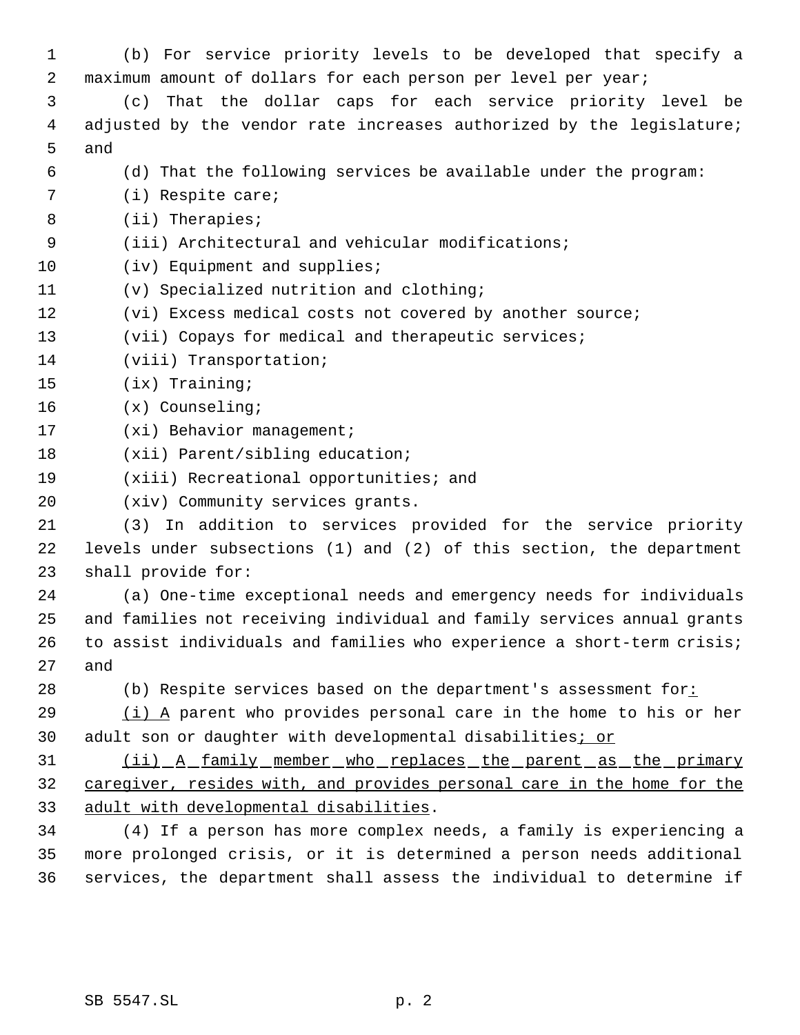(b) For service priority levels to be developed that specify a maximum amount of dollars for each person per level per year;

(c) That the dollar caps for each service priority level be adjusted by the vendor rate increases authorized by the legislature; and

(d) That the following services be available under the program:

(i) Respite care;

(ii) Therapies;

(iii) Architectural and vehicular modifications;

(iv) Equipment and supplies;

(v) Specialized nutrition and clothing;

(vi) Excess medical costs not covered by another source;

(vii) Copays for medical and therapeutic services;

(viii) Transportation;

(ix) Training;

(x) Counseling;

(xi) Behavior management;

(xii) Parent/sibling education;

(xiii) Recreational opportunities; and

(xiv) Community services grants.

(3) In addition to services provided for the service priority levels under subsections (1) and (2) of this section, the department shall provide for:

(a) One-time exceptional needs and emergency needs for individuals and families not receiving individual and family services annual grants to assist individuals and families who experience a short-term crisis; and

(b) Respite services based on the department's assessment for<u>:</u>

<u>(i) A</u> parent who provides personal care in the home to his or her adult son or daughter with developmental disabilities<u>; or</u>

<u>(ii) A family member who replaces the parent as the primary caregiver, resides with, and provides personal care in the home for the adult with developmental disabilities</u>.

(4) If a person has more complex needs, a family is experiencing a more prolonged crisis, or it is determined a person needs additional services, the department shall assess the individual to determine if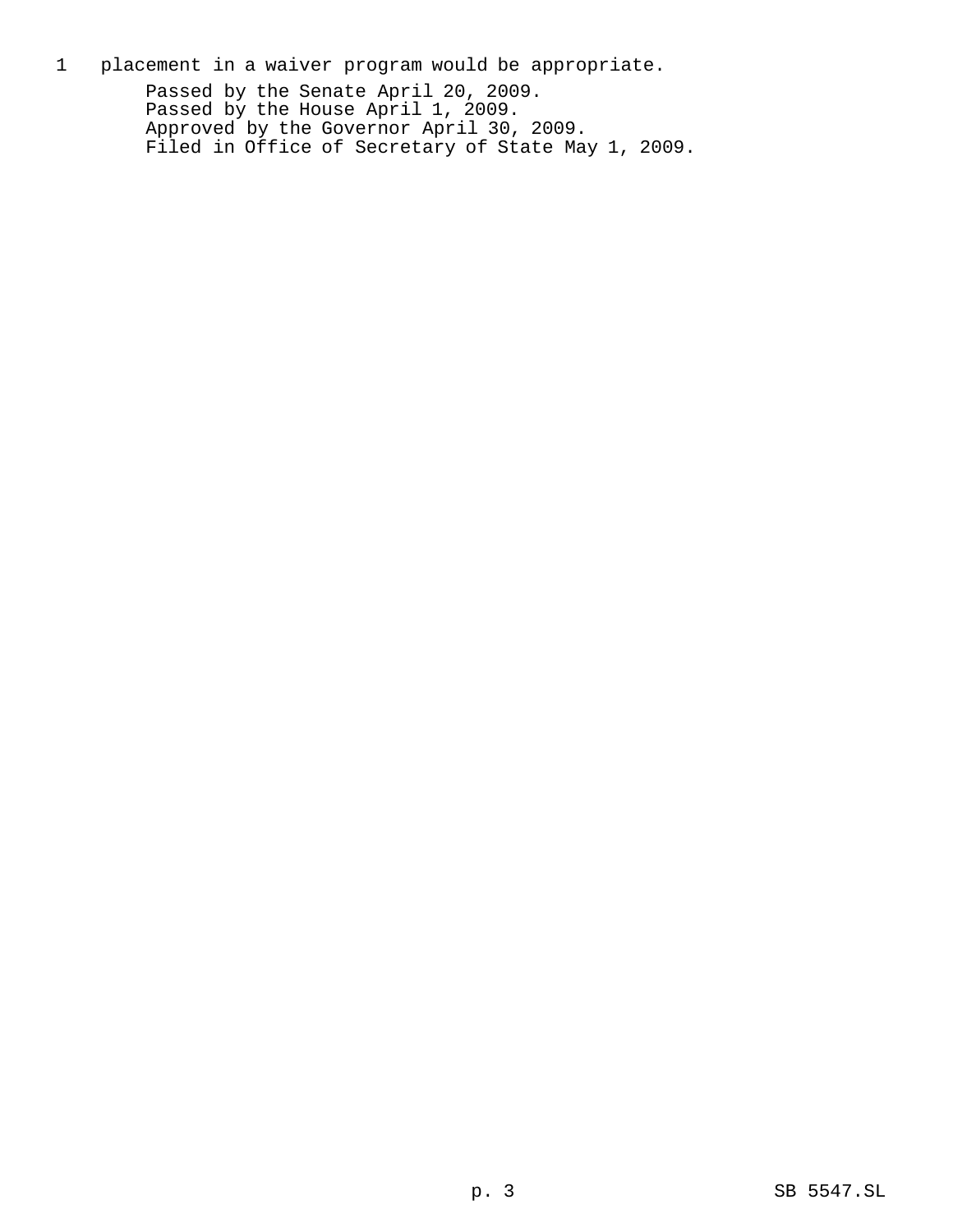placement in a waiver program would be appropriate.

Passed by the Senate April 20, 2009.
Passed by the House April 1, 2009.
Approved by the Governor April 30, 2009.
Filed in Office of Secretary of State May 1, 2009.